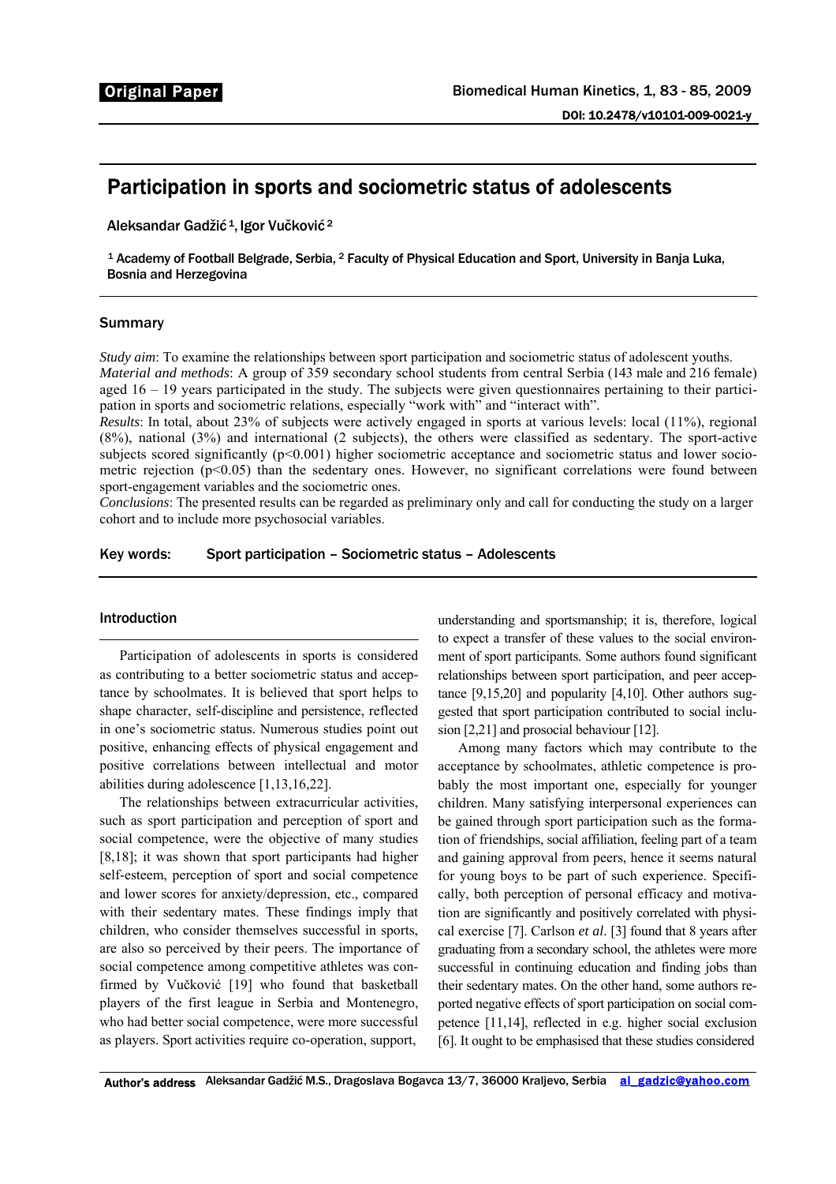Original Paper

DOI: 10.2478/v10101-009-0021-y

# Participation in sports and sociometric status of adolescents

Aleksandar Gadžić [1], Igor Vučković [2]

[1] Academy of Football Belgrade, Serbia, [2] Faculty of Physical Education and Sport, University in Banja Luka, Bosnia and Herzegovina

## Summary

*Study aim*: To examine the relationships between sport participation and sociometric status of adolescent youths.
*Material and methods*: A group of 359 secondary school students from central Serbia (143 male and 216 female) aged 16 – 19 years participated in the study. The subjects were given questionnaires pertaining to their participation in sports and sociometric relations, especially "work with" and "interact with".
*Results*: In total, about 23% of subjects were actively engaged in sports at various levels: local (11%), regional (8%), national (3%) and international (2 subjects), the others were classified as sedentary. The sport-active subjects scored significantly ($p<0.001$) higher sociometric acceptance and sociometric status and lower sociometric rejection ($p<0.05$) than the sedentary ones. However, no significant correlations were found between sport-engagement variables and the sociometric ones.
*Conclusions*: The presented results can be regarded as preliminary only and call for conducting the study on a larger cohort and to include more psychosocial variables.

**Key words:** Sport participation – Sociometric status – Adolescents

## Introduction

Participation of adolescents in sports is considered as contributing to a better sociometric status and acceptance by schoolmates. It is believed that sport helps to shape character, self-discipline and persistence, reflected in one's sociometric status. Numerous studies point out positive, enhancing effects of physical engagement and positive correlations between intellectual and motor abilities during adolescence [1,13,16,22].

The relationships between extracurricular activities, such as sport participation and perception of sport and social competence, were the objective of many studies [8,18]; it was shown that sport participants had higher self-esteem, perception of sport and social competence and lower scores for anxiety/depression, etc., compared with their sedentary mates. These findings imply that children, who consider themselves successful in sports, are also so perceived by their peers. The importance of social competence among competitive athletes was confirmed by Vučković [19] who found that basketball players of the first league in Serbia and Montenegro, who had better social competence, were more successful as players. Sport activities require co-operation, support, understanding and sportsmanship; it is, therefore, logical to expect a transfer of these values to the social environment of sport participants. Some authors found significant relationships between sport participation, and peer acceptance [9,15,20] and popularity [4,10]. Other authors suggested that sport participation contributed to social inclusion [2,21] and prosocial behaviour [12].

Among many factors which may contribute to the acceptance by schoolmates, athletic competence is probably the most important one, especially for younger children. Many satisfying interpersonal experiences can be gained through sport participation such as the formation of friendships, social affiliation, feeling part of a team and gaining approval from peers, hence it seems natural for young boys to be part of such experience. Specifically, both perception of personal efficacy and motivation are significantly and positively correlated with physical exercise [7]. Carlson *et al*. [3] found that 8 years after graduating from a secondary school, the athletes were more successful in continuing education and finding jobs than their sedentary mates. On the other hand, some authors reported negative effects of sport participation on social competence [11,14], reflected in e.g. higher social exclusion [6]. It ought to be emphasised that these studies considered

**Author's address** Aleksandar Gadžić M.S., Dragoslava Bogavca 13/7, 36000 Kraljevo, Serbia al_gadzic@yahoo.com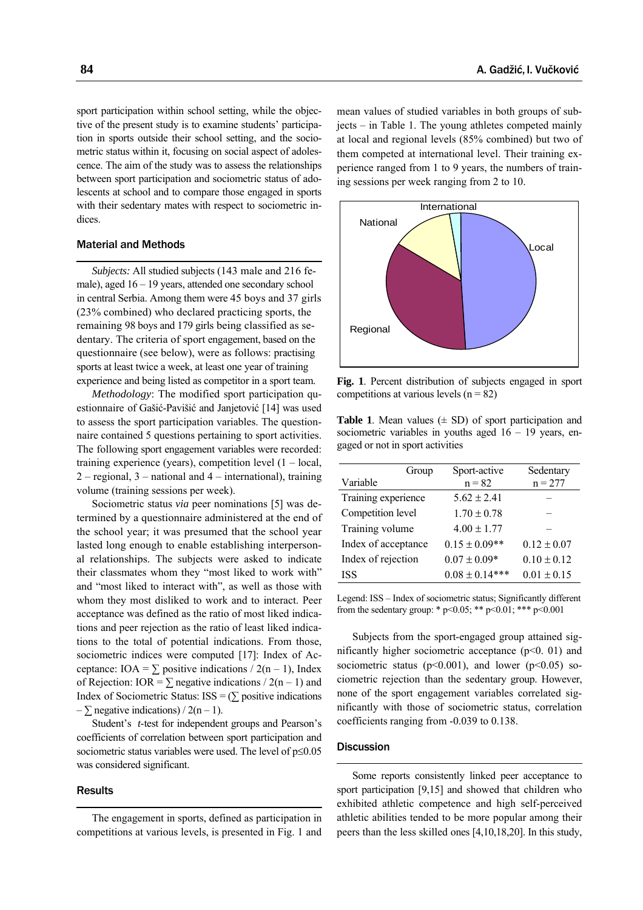sport participation within school setting, while the objective of the present study is to examine students' participation in sports outside their school setting, and the sociometric status within it, focusing on social aspect of adolescence. The aim of the study was to assess the relationships between sport participation and sociometric status of adolescents at school and to compare those engaged in sports with their sedentary mates with respect to sociometric indices.

## Material and Methods

*Subjects:* All studied subjects (143 male and 216 female), aged 16 – 19 years, attended one secondary school in central Serbia. Among them were 45 boys and 37 girls (23% combined) who declared practicing sports, the remaining 98 boys and 179 girls being classified as sedentary. The criteria of sport engagement, based on the questionnaire (see below), were as follows: practising sports at least twice a week, at least one year of training experience and being listed as competitor in a sport team.

*Methodology*: The modified sport participation questionnaire of Gašić-Pavišić and Janjetović [14] was used to assess the sport participation variables. The questionnaire contained 5 questions pertaining to sport activities. The following sport engagement variables were recorded: training experience (years), competition level (1 – local, 2 – regional, 3 – national and 4 – international), training volume (training sessions per week).

Sociometric status *via* peer nominations [5] was determined by a questionnaire administered at the end of the school year; it was presumed that the school year lasted long enough to enable establishing interpersonal relationships. The subjects were asked to indicate their classmates whom they "most liked to work with" and "most liked to interact with", as well as those with whom they most disliked to work and to interact. Peer acceptance was defined as the ratio of most liked indications and peer rejection as the ratio of least liked indications to the total of potential indications. From those, sociometric indices were computed [17]: Index of Acceptance: $IOA = \sum \text{positive indications} / 2(n-1)$, Index of Rejection: $IOR = \sum \text{negative indications} / 2(n-1)$ and Index of Sociometric Status: $ISS = (\sum \text{positive indications} - \sum \text{negative indications}) / 2(n-1)$.

Student's *t*-test for independent groups and Pearson's coefficients of correlation between sport participation and sociometric status variables were used. The level of $p \leq 0.05$ was considered significant.

## Results

The engagement in sports, defined as participation in competitions at various levels, is presented in Fig. 1 and mean values of studied variables in both groups of subjects – in Table 1. The young athletes competed mainly at local and regional levels (85% combined) but two of them competed at international level. Their training experience ranged from 1 to 9 years, the numbers of training sessions per week ranging from 2 to 10.

**Fig. 1**. Percent distribution of subjects engaged in sport competitions at various levels (n = 82)

**Table 1**. Mean values (± SD) of sport participation and sociometric variables in youths aged 16 – 19 years, engaged or not in sport activities

| Variable | Sport-active n = 82 | Sedentary n = 277 |
|---|---|---|
| Training experience | 5.62 ± 2.41 | – |
| Competition level | 1.70 ± 0.78 | – |
| Training volume | 4.00 ± 1.77 | – |
| Index of acceptance | 0.15 ± 0.09** | 0.12 ± 0.07 |
| Index of rejection | 0.07 ± 0.09* | 0.10 ± 0.12 |
| ISS | 0.08 ± 0.14*** | 0.01 ± 0.15 |

Legend: ISS – Index of sociometric status; Significantly different from the sedentary group: * $p<0.05$; ** $p<0.01$; *** $p<0.001$

Subjects from the sport-engaged group attained significantly higher sociometric acceptance ($p<0.01$) and sociometric status ($p<0.001$), and lower ($p<0.05$) sociometric rejection than the sedentary group. However, none of the sport engagement variables correlated significantly with those of sociometric status, correlation coefficients ranging from -0.039 to 0.138.

## Discussion

Some reports consistently linked peer acceptance to sport participation [9,15] and showed that children who exhibited athletic competence and high self-perceived athletic abilities tended to be more popular among their peers than the less skilled ones [4,10,18,20]. In this study,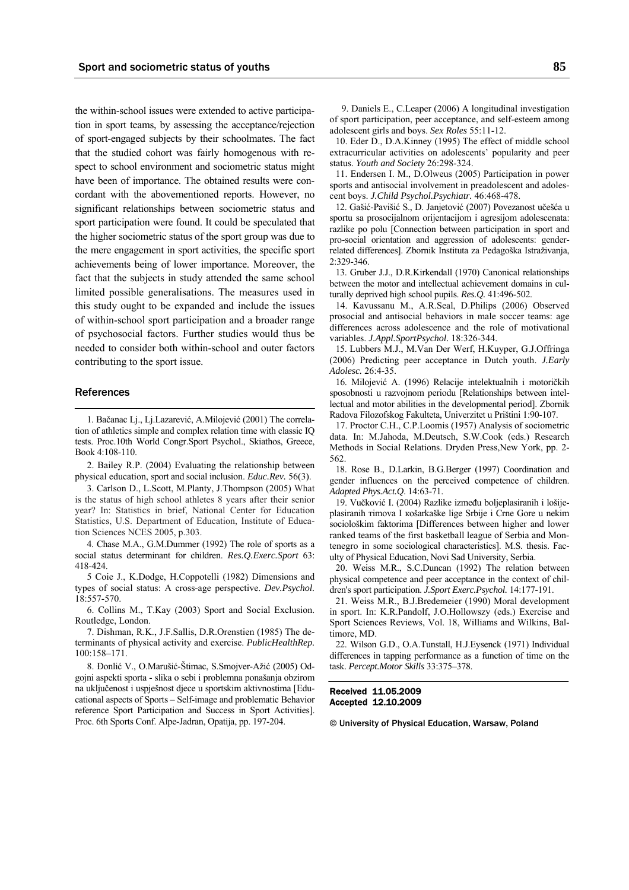the within-school issues were extended to active participation in sport teams, by assessing the acceptance/rejection of sport-engaged subjects by their schoolmates. The fact that the studied cohort was fairly homogenous with respect to school environment and sociometric status might have been of importance. The obtained results were concordant with the abovementioned reports. However, no significant relationships between sociometric status and sport participation were found. It could be speculated that the higher sociometric status of the sport group was due to the mere engagement in sport activities, the specific sport achievements being of lower importance. Moreover, the fact that the subjects in study attended the same school limited possible generalisations. The measures used in this study ought to be expanded and include the issues of within-school sport participation and a broader range of psychosocial factors. Further studies would thus be needed to consider both within-school and outer factors contributing to the sport issue.

## References

1. Bačanac Lj., Lj.Lazarević, A.Milojević (2001) The correlation of athletics simple and complex relation time with classic IQ tests. Proc.10th World Congr.Sport Psychol., Skiathos, Greece, Book 4:108-110.

2. Bailey R.P. (2004) Evaluating the relationship between physical education, sport and social inclusion. *Educ.Rev.* 56(3).

3. Carlson D., L.Scott, M.Planty, J.Thompson (2005) What is the status of high school athletes 8 years after their senior year? In: Statistics in brief, National Center for Education Statistics, U.S. Department of Education, Institute of Education Sciences NCES 2005, p.303.

4. Chase M.A., G.M.Dummer (1992) The role of sports as a social status determinant for children. *Res.Q.Exerc.Sport* 63: 418-424.

5 Coie J., K.Dodge, H.Coppotelli (1982) Dimensions and types of social status: A cross-age perspective. *Dev.Psychol.* 18:557-570.

6. Collins M., T.Kay (2003) Sport and Social Exclusion. Routledge, London.

7. Dishman, R.K., J.F.Sallis, D.R.Orenstien (1985) The determinants of physical activity and exercise. *PublicHealthRep.* 100:158–171.

8. Đonlić V., O.Marušić-Štimac, S.Smojver-Ažić (2005) Odgojni aspekti sporta - slika o sebi i problemna ponašanja obzirom na uključenost i uspješnost djece u sportskim aktivnostima [Educational aspects of Sports – Self-image and problematic Behavior reference Sport Participation and Success in Sport Activities]. Proc. 6th Sports Conf. Alpe-Jadran, Opatija, pp. 197-204.

9. Daniels E., C.Leaper (2006) A longitudinal investigation of sport participation, peer acceptance, and self-esteem among adolescent girls and boys. *Sex Roles* 55:11-12.

10. Eder D., D.A.Kinney (1995) The effect of middle school extracurricular activities on adolescents' popularity and peer status. *Youth and Society* 26:298-324.

11. Endersen I. M., D.Olweus (2005) Participation in power sports and antisocial involvement in preadolescent and adolescent boys. *J.Child Psychol.Psychiatr.* 46:468-478.

12. Gašić-Pavišić S., D. Janjetović (2007) Povezanost učešća u sportu sa prosocijalnom orijentacijom i agresijom adolescenata: razlike po polu [Connection between participation in sport and pro-social orientation and aggression of adolescents: gender-related differences]. Zbornik Instituta za Pedagoška Istraživanja, 2:329-346.

13. Gruber J.J., D.R.Kirkendall (1970) Canonical relationships between the motor and intellectual achievement domains in culturally deprived high school pupils. *Res.Q.* 41:496-502.

14. Kavussanu M., A.R.Seal, D.Philips (2006) Observed prosocial and antisocial behaviors in male soccer teams: age differences across adolescence and the role of motivational variables. *J.Appl.SportPsychol.* 18:326-344.

15. Lubbers M.J., M.Van Der Werf, H.Kuyper, G.J.Offringa (2006) Predicting peer acceptance in Dutch youth. *J.Early Adolesc.* 26:4-35.

16. Milojević A. (1996) Relacije intelektualnih i motoričkih sposobnosti u razvojnom periodu [Relationships between intellectual and motor abilities in the developmental period]. Zbornik Radova Filozofskog Fakulteta, Univerzitet u Prištini 1:90-107.

17. Proctor C.H., C.P.Loomis (1957) Analysis of sociometric data. In: M.Jahoda, M.Deutsch, S.W.Cook (eds.) Research Methods in Social Relations. Dryden Press,New York, pp. 2-562.

18. Rose B., D.Larkin, B.G.Berger (1997) Coordination and gender influences on the perceived competence of children. *Adapted Phys.Act.Q.* 14:63-71.

19. Vučković I. (2004) Razlike između boljeplasiranih i lošijeplasiranih тimova I кošarkaške lige Srbije i Crne Gore u nekim sociološkim faktorima [Differences between higher and lower ranked teams of the first basketball league of Serbia and Montenegro in some sociological characteristics]. M.S. thesis. Faculty of Physical Education, Novi Sad University, Serbia.

20. Weiss M.R., S.C.Duncan (1992) The relation between physical competence and peer acceptance in the context of children's sport participation. *J.Sport Exerc.Psychol.* 14:177-191.

21. Weiss M.R., B.J.Bredemeier (1990) Moral development in sport. In: K.R.Pandolf, J.O.Hollowszy (eds.) Exercise and Sport Sciences Reviews, Vol. 18, Williams and Wilkins, Baltimore, MD.

22. Wilson G.D., O.A.Tunstall, H.J.Eysenck (1971) Individual differences in tapping performance as a function of time on the task. *Percept.Motor Skills* 33:375–378.

**Received 11.05.2009**
**Accepted 12.10.2009**

© University of Physical Education, Warsaw, Poland